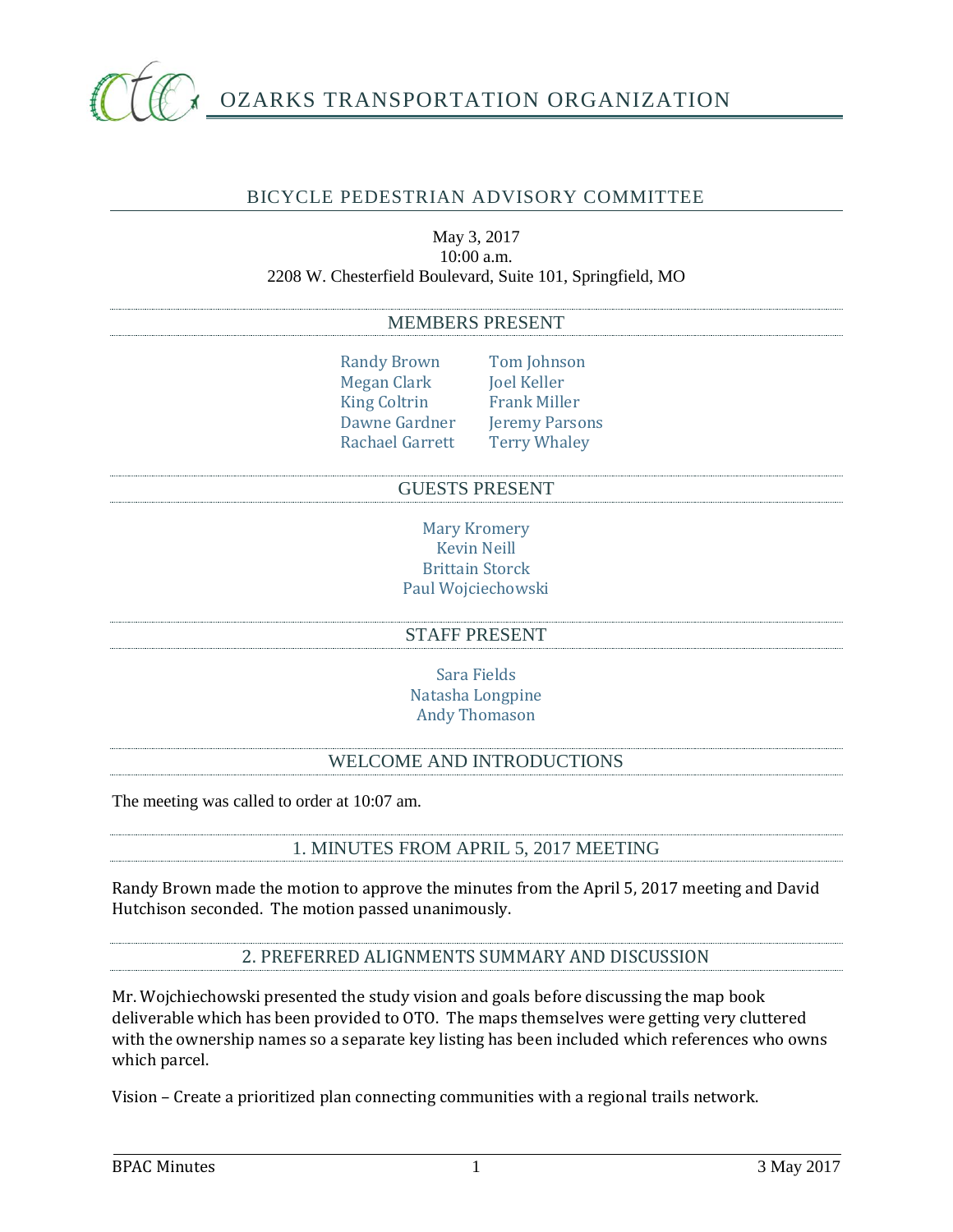# OZARKS TRANSPORTATION ORGANIZATION

## BICYCLE PEDESTRIAN ADVISORY COMMITTEE

May 3, 2017
10:00 a.m.
2208 W. Chesterfield Boulevard, Suite 101, Springfield, MO

### MEMBERS PRESENT

Randy Brown
Megan Clark
King Coltrin
Dawne Gardner
Rachael Garrett
Tom Johnson
Joel Keller
Frank Miller
Jeremy Parsons
Terry Whaley

### GUESTS PRESENT

Mary Kromery
Kevin Neill
Brittain Storck
Paul Wojciechowski

### STAFF PRESENT

Sara Fields
Natasha Longpine
Andy Thomason

### WELCOME AND INTRODUCTIONS

The meeting was called to order at 10:07 am.

### 1. MINUTES FROM APRIL 5, 2017 MEETING

Randy Brown made the motion to approve the minutes from the April 5, 2017 meeting and David Hutchison seconded. The motion passed unanimously.

### 2. PREFERRED ALIGNMENTS SUMMARY AND DISCUSSION

Mr. Wojchiechowski presented the study vision and goals before discussing the map book deliverable which has been provided to OTO. The maps themselves were getting very cluttered with the ownership names so a separate key listing has been included which references who owns which parcel.

Vision – Create a prioritized plan connecting communities with a regional trails network.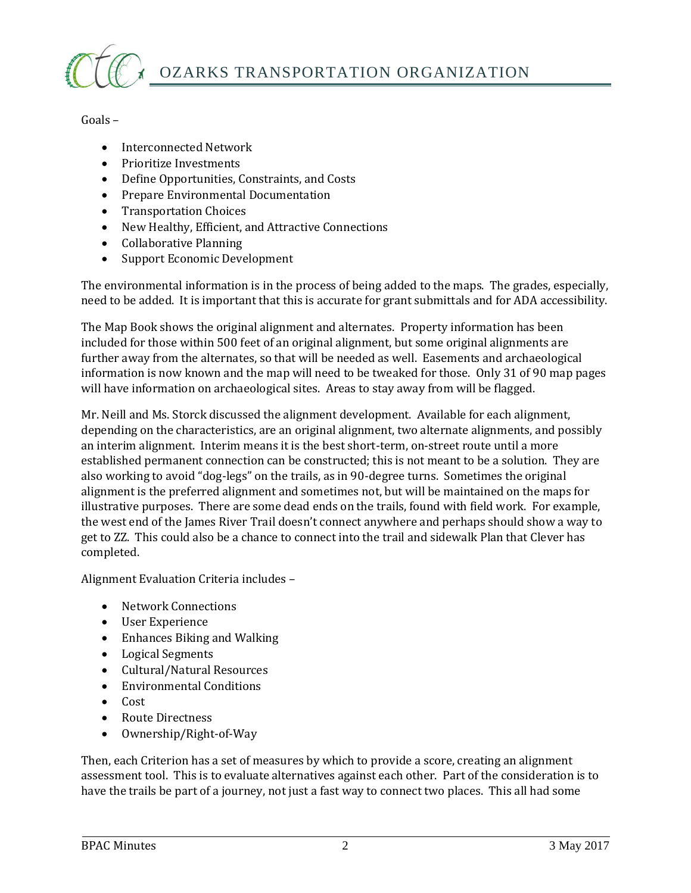Goals –

- Interconnected Network
- Prioritize Investments
- Define Opportunities, Constraints, and Costs
- Prepare Environmental Documentation
- Transportation Choices
- New Healthy, Efficient, and Attractive Connections
- Collaborative Planning
- Support Economic Development

The environmental information is in the process of being added to the maps. The grades, especially, need to be added. It is important that this is accurate for grant submittals and for ADA accessibility.

The Map Book shows the original alignment and alternates. Property information has been included for those within 500 feet of an original alignment, but some original alignments are further away from the alternates, so that will be needed as well. Easements and archaeological information is now known and the map will need to be tweaked for those. Only 31 of 90 map pages will have information on archaeological sites. Areas to stay away from will be flagged.

Mr. Neill and Ms. Storck discussed the alignment development. Available for each alignment, depending on the characteristics, are an original alignment, two alternate alignments, and possibly an interim alignment. Interim means it is the best short-term, on-street route until a more established permanent connection can be constructed; this is not meant to be a solution. They are also working to avoid "dog-legs" on the trails, as in 90-degree turns. Sometimes the original alignment is the preferred alignment and sometimes not, but will be maintained on the maps for illustrative purposes. There are some dead ends on the trails, found with field work. For example, the west end of the James River Trail doesn't connect anywhere and perhaps should show a way to get to ZZ. This could also be a chance to connect into the trail and sidewalk Plan that Clever has completed.

Alignment Evaluation Criteria includes –

- Network Connections
- User Experience
- Enhances Biking and Walking
- Logical Segments
- Cultural/Natural Resources
- Environmental Conditions
- Cost
- Route Directness
- Ownership/Right-of-Way

Then, each Criterion has a set of measures by which to provide a score, creating an alignment assessment tool. This is to evaluate alternatives against each other. Part of the consideration is to have the trails be part of a journey, not just a fast way to connect two places. This all had some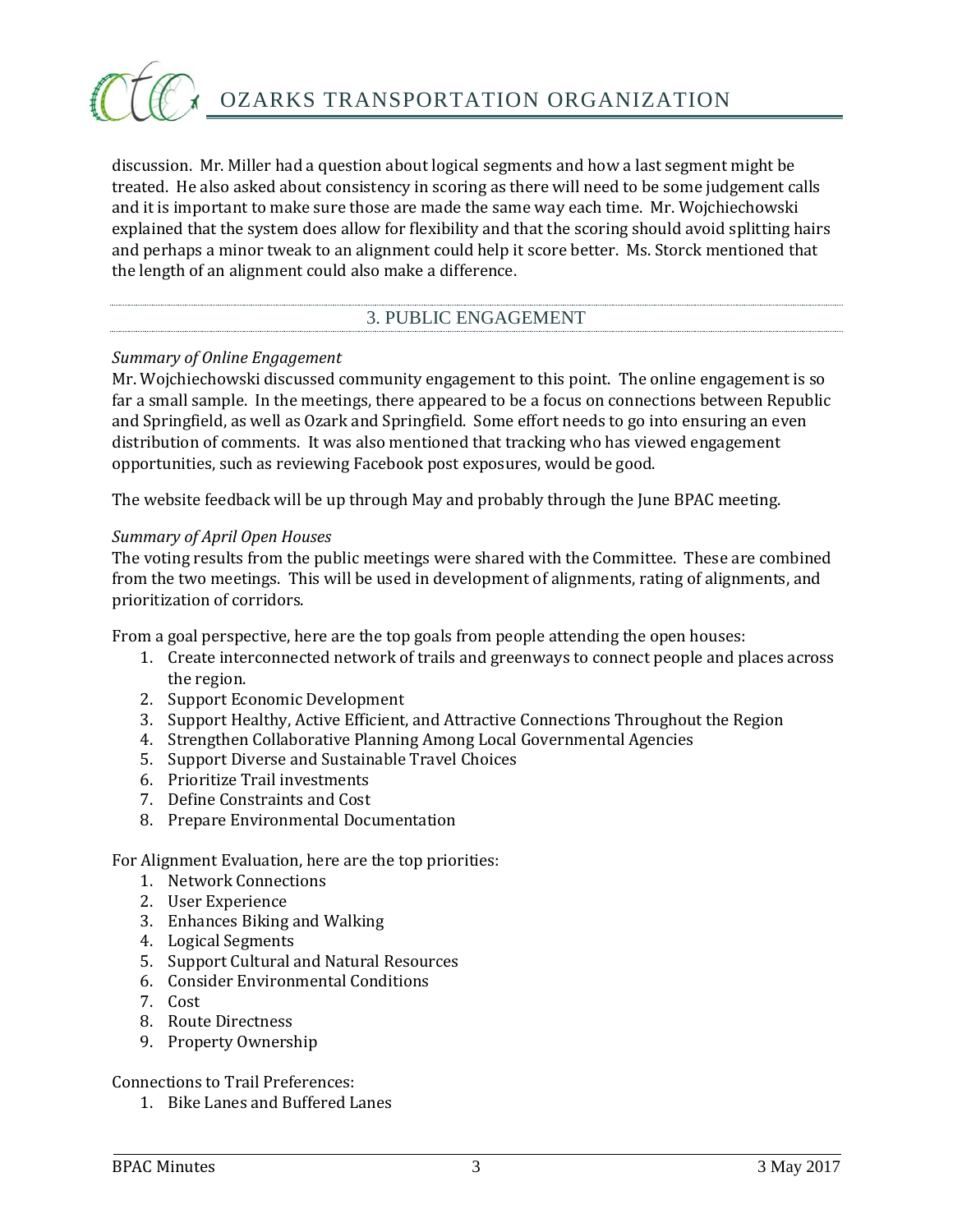discussion. Mr. Miller had a question about logical segments and how a last segment might be treated. He also asked about consistency in scoring as there will need to be some judgement calls and it is important to make sure those are made the same way each time. Mr. Wojchiechowski explained that the system does allow for flexibility and that the scoring should avoid splitting hairs and perhaps a minor tweak to an alignment could help it score better. Ms. Storck mentioned that the length of an alignment could also make a difference.

## 3. PUBLIC ENGAGEMENT

*Summary of Online Engagement*

Mr. Wojchiechowski discussed community engagement to this point. The online engagement is so far a small sample. In the meetings, there appeared to be a focus on connections between Republic and Springfield, as well as Ozark and Springfield. Some effort needs to go into ensuring an even distribution of comments. It was also mentioned that tracking who has viewed engagement opportunities, such as reviewing Facebook post exposures, would be good.

The website feedback will be up through May and probably through the June BPAC meeting.

*Summary of April Open Houses*

The voting results from the public meetings were shared with the Committee. These are combined from the two meetings. This will be used in development of alignments, rating of alignments, and prioritization of corridors.

From a goal perspective, here are the top goals from people attending the open houses:

1. Create interconnected network of trails and greenways to connect people and places across the region.
2. Support Economic Development
3. Support Healthy, Active Efficient, and Attractive Connections Throughout the Region
4. Strengthen Collaborative Planning Among Local Governmental Agencies
5. Support Diverse and Sustainable Travel Choices
6. Prioritize Trail investments
7. Define Constraints and Cost
8. Prepare Environmental Documentation

For Alignment Evaluation, here are the top priorities:

1. Network Connections
2. User Experience
3. Enhances Biking and Walking
4. Logical Segments
5. Support Cultural and Natural Resources
6. Consider Environmental Conditions
7. Cost
8. Route Directness
9. Property Ownership

Connections to Trail Preferences:

1. Bike Lanes and Buffered Lanes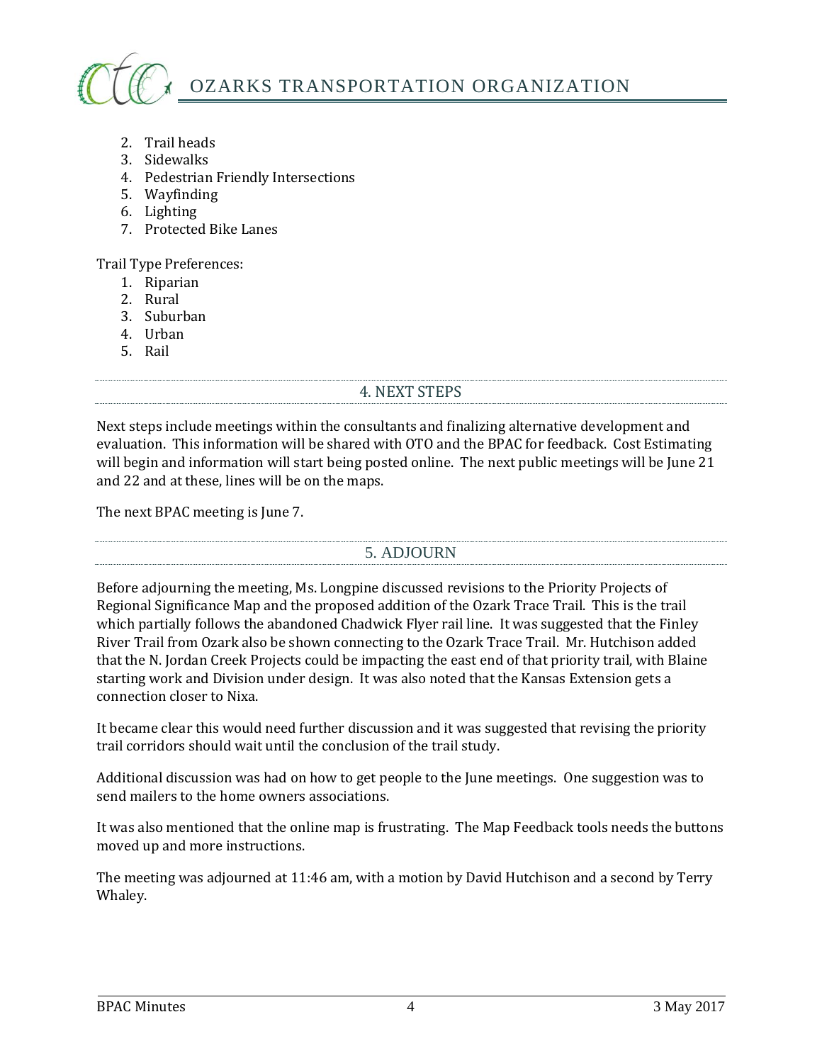2. Trail heads
3. Sidewalks
4. Pedestrian Friendly Intersections
5. Wayfinding
6. Lighting
7. Protected Bike Lanes

Trail Type Preferences:

1. Riparian
2. Rural
3. Suburban
4. Urban
5. Rail

## 4. NEXT STEPS

Next steps include meetings within the consultants and finalizing alternative development and evaluation. This information will be shared with OTO and the BPAC for feedback. Cost Estimating will begin and information will start being posted online. The next public meetings will be June 21 and 22 and at these, lines will be on the maps.

The next BPAC meeting is June 7.

## 5. ADJOURN

Before adjourning the meeting, Ms. Longpine discussed revisions to the Priority Projects of Regional Significance Map and the proposed addition of the Ozark Trace Trail. This is the trail which partially follows the abandoned Chadwick Flyer rail line. It was suggested that the Finley River Trail from Ozark also be shown connecting to the Ozark Trace Trail. Mr. Hutchison added that the N. Jordan Creek Projects could be impacting the east end of that priority trail, with Blaine starting work and Division under design. It was also noted that the Kansas Extension gets a connection closer to Nixa.

It became clear this would need further discussion and it was suggested that revising the priority trail corridors should wait until the conclusion of the trail study.

Additional discussion was had on how to get people to the June meetings. One suggestion was to send mailers to the home owners associations.

It was also mentioned that the online map is frustrating. The Map Feedback tools needs the buttons moved up and more instructions.

The meeting was adjourned at 11:46 am, with a motion by David Hutchison and a second by Terry Whaley.